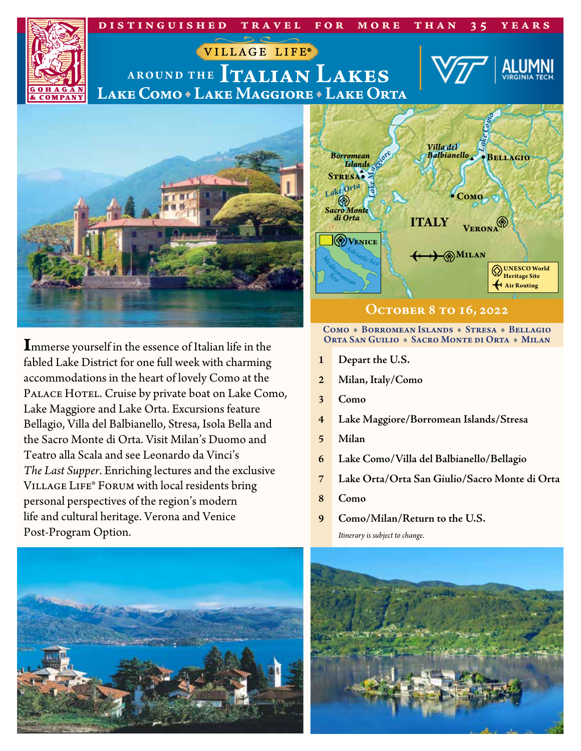DISTINGUISHED TRAVEL FOR MORE THAN 35 YEARS

GOHAGAN & COMPANY

VILLAGE LIFE®

# AROUND THE ITALIAN LAKES

## LAKE COMO ◆ LAKE MAGGIORE ◆ LAKE ORTA

VT | ALUMNI VIRGINIA TECH.

## OCTOBER 8 TO 16, 2022

**COMO ◆ BORROMEAN ISLANDS ◆ STRESA ◆ BELLAGIO
ORTA SAN GUILIO ◆ SACRO MONTE DI ORTA ◆ MILAN**

Immerse yourself in the essence of Italian life in the fabled Lake District for one full week with charming accommodations in the heart of lovely Como at the PALACE HOTEL. Cruise by private boat on Lake Como, Lake Maggiore and Lake Orta. Excursions feature Bellagio, Villa del Balbianello, Stresa, Isola Bella and the Sacro Monte di Orta. Visit Milan's Duomo and Teatro alla Scala and see Leonardo da Vinci's *The Last Supper*. Enriching lectures and the exclusive VILLAGE LIFE® FORUM with local residents bring personal perspectives of the region's modern life and cultural heritage. Verona and Venice Post-Program Option.

1. Depart the U.S.
2. Milan, Italy/Como
3. Como
4. Lake Maggiore/Borromean Islands/Stresa
5. Milan
6. Lake Como/Villa del Balbianello/Bellagio
7. Lake Orta/Orta San Giulio/Sacro Monte di Orta
8. Como
9. Como/Milan/Return to the U.S.

*Itinerary is subject to change.*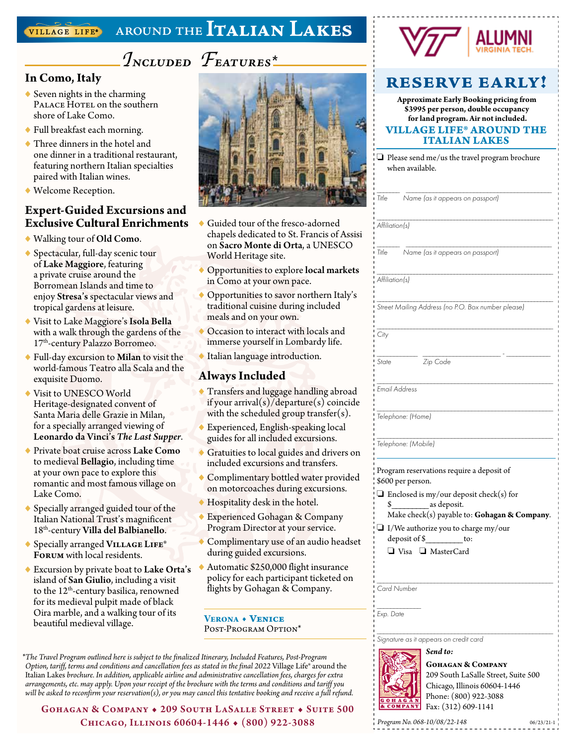VILLAGE LIFE®

# Around the Italian Lakes

## Included Features*

### In Como, Italy

- Seven nights in the charming Palace Hotel on the southern shore of Lake Como.
- Full breakfast each morning.
- Three dinners in the hotel and one dinner in a traditional restaurant, featuring northern Italian specialties paired with Italian wines.
- Welcome Reception.

### Expert-Guided Excursions and Exclusive Cultural Enrichments

- Walking tour of **Old Como**.
- Spectacular, full-day scenic tour of **Lake Maggiore**, featuring a private cruise around the Borromean Islands and time to enjoy **Stresa's** spectacular views and tropical gardens at leisure.
- Visit to Lake Maggiore's **Isola Bella** with a walk through the gardens of the 17th-century Palazzo Borromeo.
- Full-day excursion to **Milan** to visit the world-famous Teatro alla Scala and the exquisite Duomo.
- Visit to UNESCO World Heritage-designated convent of Santa Maria delle Grazie in Milan, for a specially arranged viewing of **Leonardo da Vinci's *The Last Supper***.
- Private boat cruise across **Lake Como** to medieval **Bellagio**, including time at your own pace to explore this romantic and most famous village on Lake Como.
- Specially arranged guided tour of the Italian National Trust's magnificent 18th-century **Villa del Balbianello**.
- Specially arranged **Village Life® Forum** with local residents.
- Excursion by private boat to **Lake Orta's** island of **San Giulio**, including a visit to the 12th-century basilica, renowned for its medieval pulpit made of black Oira marble, and a walking tour of its beautiful medieval village.
- Guided tour of the fresco-adorned chapels dedicated to St. Francis of Assisi on **Sacro Monte di Orta**, a UNESCO World Heritage site.
- Opportunities to explore **local markets** in Como at your own pace.
- Opportunities to savor northern Italy's traditional cuisine during included meals and on your own.
- Occasion to interact with locals and immerse yourself in Lombardy life.
- Italian language introduction.

### Always Included

- Transfers and luggage handling abroad if your arrival(s)/departure(s) coincide with the scheduled group transfer(s).
- Experienced, English-speaking local guides for all included excursions.
- Gratuities to local guides and drivers on included excursions and transfers.
- Complimentary bottled water provided on motorcoaches during excursions.
- Hospitality desk in the hotel.
- Experienced Gohagan & Company Program Director at your service.
- Complimentary use of an audio headset during guided excursions.
- Automatic $250,000 flight insurance policy for each participant ticketed on flights by Gohagan & Company.

**Verona • Venice**
Post-Program Option*

*The Travel Program outlined here is subject to the finalized Itinerary, Included Features, Post-Program Option, tariff, terms and conditions and cancellation fees as stated in the final 2022 Village Life® around the Italian Lakes brochure. In addition, applicable airline and administrative cancellation fees, charges for extra arrangements, etc. may apply. Upon your receipt of the brochure with the terms and conditions and tariff you will be asked to reconfirm your reservation(s), or you may cancel this tentative booking and receive a full refund.*

Gohagan & Company • 209 South LaSalle Street • Suite 500
Chicago, Illinois 60604-1446 • (800) 922-3088

---

VT ALUMNI VIRGINIA TECH.

## RESERVE EARLY!

**Approximate Early Booking pricing from $3995 per person, double occupancy for land program. Air not included.**

**VILLAGE LIFE® AROUND THE ITALIAN LAKES**

❏ Please send me/us the travel program brochure when available.

_____ ________________________________
Title Name (as it appears on passport)

________________________________
Affiliation(s)

_____ ________________________________
Title Name (as it appears on passport)

________________________________
Affiliation(s)

________________________________
Street Mailing Address (no P.O. Box number please)

________________________________
City

________ ______________ - ________
State Zip Code

________________________________
Email Address

________________________________
Telephone: (Home)

________________________________
Telephone: (Mobile)

Program reservations require a deposit of $600 per person.

❏ Enclosed is my/our deposit check(s) for $________ as deposit.
Make check(s) payable to: **Gohagan & Company**.

❏ I/We authorize you to charge my/our deposit of $________ to:

❏ Visa ❏ MasterCard

________________________________
Card Number

__________
Exp. Date

________________________________
Signature as it appears on credit card

***Send to:***

**Gohagan & Company**
209 South LaSalle Street, Suite 500
Chicago, Illinois 60604-1446
Phone: (800) 922-3088
Fax: (312) 609-1141

*Program No. 068-10/08/22-148*

06/23/21-1